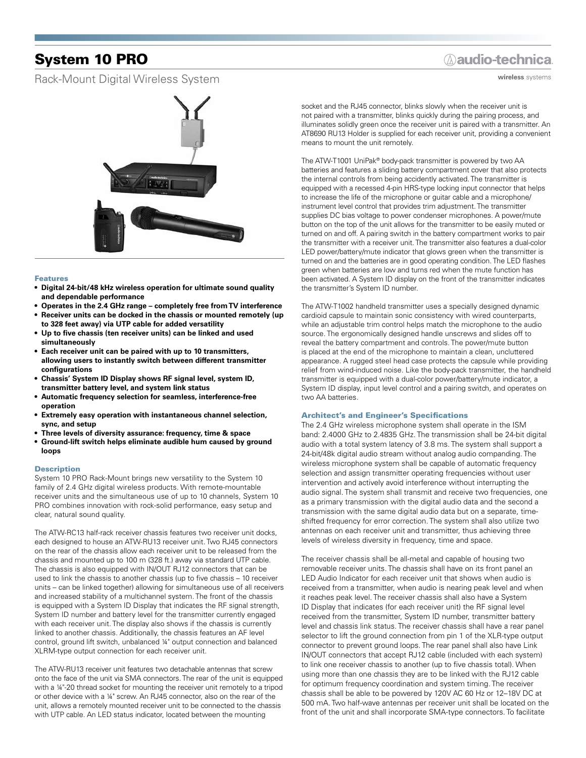# System 10 PRO

Rack-Mount Digital Wireless System

## Features

- **Digital 24-bit/48 kHz wireless operation for ultimate sound quality and dependable performance**
- **Operates in the 2.4 GHz range – completely free from TV interference**
- **Receiver units can be docked in the chassis or mounted remotely (up to 328 feet away) via UTP cable for added versatility**
- **Up to five chassis (ten receiver units) can be linked and used simultaneously**
- **Each receiver unit can be paired with up to 10 transmitters, allowing users to instantly switch between different transmitter configurations**
- **Chassis' System ID Display shows RF signal level, system ID, transmitter battery level, and system link status**
- **Automatic frequency selection for seamless, interference-free operation**
- **Extremely easy operation with instantaneous channel selection, sync, and setup**
- **Three levels of diversity assurance: frequency, time & space**
- **Ground-lift switch helps eliminate audible hum caused by ground loops**

## Description

System 10 PRO Rack-Mount brings new versatility to the System 10 family of 2.4 GHz digital wireless products. With remote-mountable receiver units and the simultaneous use of up to 10 channels, System 10 PRO combines innovation with rock-solid performance, easy setup and clear, natural sound quality.

The ATW-RC13 half-rack receiver chassis features two receiver unit docks, each designed to house an ATW-RU13 receiver unit. Two RJ45 connectors on the rear of the chassis allow each receiver unit to be released from the chassis and mounted up to 100 m (328 ft.) away via standard UTP cable. The chassis is also equipped with IN/OUT RJ12 connectors that can be used to link the chassis to another chassis (up to five chassis – 10 receiver units – can be linked together) allowing for simultaneous use of all receivers and increased stability of a multichannel system. The front of the chassis is equipped with a System ID Display that indicates the RF signal strength, System ID number and battery level for the transmitter currently engaged with each receiver unit. The display also shows if the chassis is currently linked to another chassis. Additionally, the chassis features an AF level control, ground lift switch, unbalanced ¼" output connection and balanced XLRM-type output connection for each receiver unit.

The ATW-RU13 receiver unit features two detachable antennas that screw onto the face of the unit via SMA connectors. The rear of the unit is equipped with a ¼"-20 thread socket for mounting the receiver unit remotely to a tripod or other device with a ¼" screw. An RJ45 connector, also on the rear of the unit, allows a remotely mounted receiver unit to be connected to the chassis with UTP cable. An LED status indicator, located between the mounting socket and the RJ45 connector, blinks slowly when the receiver unit is not paired with a transmitter, blinks quickly during the pairing process, and illuminates solidly green once the receiver unit is paired with a transmitter. An AT8690 RU13 Holder is supplied for each receiver unit, providing a convenient means to mount the unit remotely.

The ATW-T1001 UniPak® body-pack transmitter is powered by two AA batteries and features a sliding battery compartment cover that also protects the internal controls from being accidently activated. The transmitter is equipped with a recessed 4-pin HRS-type locking input connector that helps to increase the life of the microphone or guitar cable and a microphone/instrument level control that provides trim adjustment. The transmitter supplies DC bias voltage to power condenser microphones. A power/mute button on the top of the unit allows for the transmitter to be easily muted or turned on and off. A pairing switch in the battery compartment works to pair the transmitter with a receiver unit. The transmitter also features a dual-color LED power/battery/mute indicator that glows green when the transmitter is turned on and the batteries are in good operating condition. The LED flashes green when batteries are low and turns red when the mute function has been activated. A System ID display on the front of the transmitter indicates the transmitter's System ID number.

The ATW-T1002 handheld transmitter uses a specially designed dynamic cardioid capsule to maintain sonic consistency with wired counterparts, while an adjustable trim control helps match the microphone to the audio source. The ergonomically designed handle unscrews and slides off to reveal the battery compartment and controls. The power/mute button is placed at the end of the microphone to maintain a clean, uncluttered appearance. A rugged steel head case protects the capsule while providing relief from wind-induced noise. Like the body-pack transmitter, the handheld transmitter is equipped with a dual-color power/battery/mute indicator, a System ID display, input level control and a pairing switch, and operates on two AA batteries.

## Architect's and Engineer's Specifications

The 2.4 GHz wireless microphone system shall operate in the ISM band: 2.4000 GHz to 2.4835 GHz. The transmission shall be 24-bit digital audio with a total system latency of 3.8 ms. The system shall support a 24-bit/48k digital audio stream without analog audio companding. The wireless microphone system shall be capable of automatic frequency selection and assign transmitter operating frequencies without user intervention and actively avoid interference without interrupting the audio signal. The system shall transmit and receive two frequencies, one as a primary transmission with the digital audio data and the second a transmission with the same digital audio data but on a separate, time-shifted frequency for error correction. The system shall also utilize two antennas on each receiver unit and transmitter, thus achieving three levels of wireless diversity in frequency, time and space.

The receiver chassis shall be all-metal and capable of housing two removable receiver units. The chassis shall have on its front panel an LED Audio Indicator for each receiver unit that shows when audio is received from a transmitter, when audio is nearing peak level and when it reaches peak level. The receiver chassis shall also have a System ID Display that indicates (for each receiver unit) the RF signal level received from the transmitter, System ID number, transmitter battery level and chassis link status. The receiver chassis shall have a rear panel selector to lift the ground connection from pin 1 of the XLR-type output connector to prevent ground loops. The rear panel shall also have Link IN/OUT connectors that accept RJ12 cable (included with each system) to link one receiver chassis to another (up to five chassis total). When using more than one chassis they are to be linked with the RJ12 cable for optimum frequency coordination and system timing. The receiver chassis shall be able to be powered by 120V AC 60 Hz or 12–18V DC at 500 mA. Two half-wave antennas per receiver unit shall be located on the front of the unit and shall incorporate SMA-type connectors. To facilitate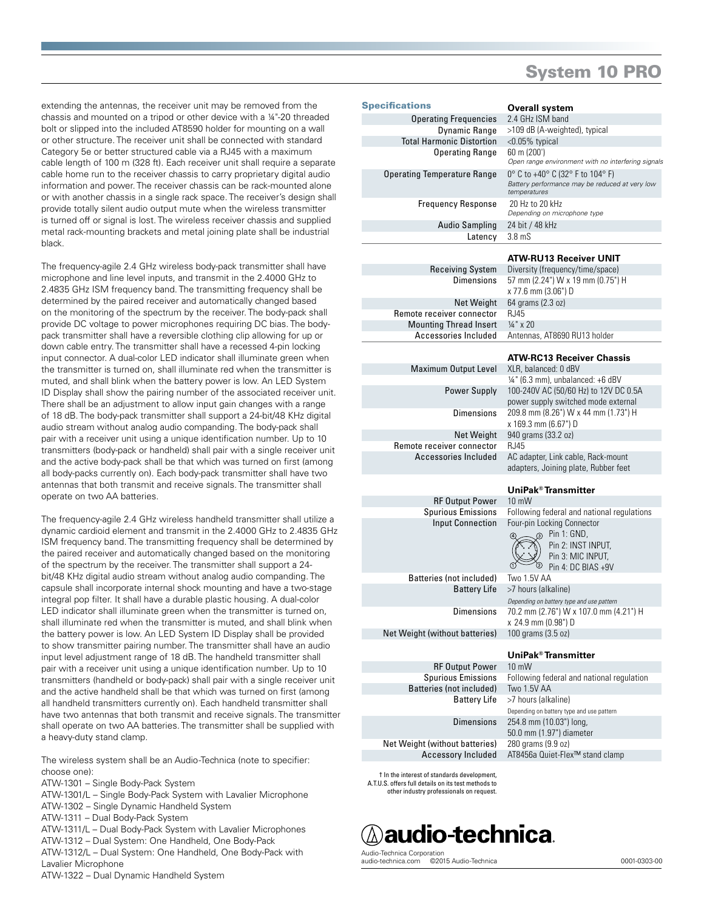extending the antennas, the receiver unit may be removed from the chassis and mounted on a tripod or other device with a ¼"-20 threaded bolt or slipped into the included AT8590 holder for mounting on a wall or other structure. The receiver unit shall be connected with standard Category 5e or better structured cable via a RJ45 with a maximum cable length of 100 m (328 ft). Each receiver unit shall require a separate cable home run to the receiver chassis to carry proprietary digital audio information and power. The receiver chassis can be rack-mounted alone or with another chassis in a single rack space. The receiver's design shall provide totally silent audio output mute when the wireless transmitter is turned off or signal is lost. The wireless receiver chassis and supplied metal rack-mounting brackets and metal joining plate shall be industrial black.

The frequency-agile 2.4 GHz wireless body-pack transmitter shall have microphone and line level inputs, and transmit in the 2.4000 GHz to 2.4835 GHz ISM frequency band. The transmitting frequency shall be determined by the paired receiver and automatically changed based on the monitoring of the spectrum by the receiver. The body-pack shall provide DC voltage to power microphones requiring DC bias. The body-pack transmitter shall have a reversible clothing clip allowing for up or down cable entry. The transmitter shall have a recessed 4-pin locking input connector. A dual-color LED indicator shall illuminate green when the transmitter is turned on, shall illuminate red when the transmitter is muted, and shall blink when the battery power is low. An LED System ID Display shall show the pairing number of the associated receiver unit. There shall be an adjustment to allow input gain changes with a range of 18 dB. The body-pack transmitter shall support a 24-bit/48 KHz digital audio stream without analog audio companding. The body-pack shall pair with a receiver unit using a unique identification number. Up to 10 transmitters (body-pack or handheld) shall pair with a single receiver unit and the active body-pack shall be that which was turned on first (among all body-packs currently on). Each body-pack transmitter shall have two antennas that both transmit and receive signals. The transmitter shall operate on two AA batteries.

The frequency-agile 2.4 GHz wireless handheld transmitter shall utilize a dynamic cardioid element and transmit in the 2.4000 GHz to 2.4835 GHz ISM frequency band. The transmitting frequency shall be determined by the paired receiver and automatically changed based on the monitoring of the spectrum by the receiver. The transmitter shall support a 24-bit/48 KHz digital audio stream without analog audio companding. The capsule shall incorporate internal shock mounting and have a two-stage integral pop filter. It shall have a durable plastic housing. A dual-color LED indicator shall illuminate green when the transmitter is turned on, shall illuminate red when the transmitter is muted, and shall blink when the battery power is low. An LED System ID Display shall be provided to show transmitter pairing number. The transmitter shall have an audio input level adjustment range of 18 dB. The handheld transmitter shall pair with a receiver unit using a unique identification number. Up to 10 transmitters (handheld or body-pack) shall pair with a single receiver unit and the active handheld shall be that which was turned on first (among all handheld transmitters currently on). Each handheld transmitter shall have two antennas that both transmit and receive signals. The transmitter shall operate on two AA batteries. The transmitter shall be supplied with a heavy-duty stand clamp.

The wireless system shall be an Audio-Technica (note to specifier: choose one):

ATW-1301 – Single Body-Pack System
ATW-1301/L – Single Body-Pack System with Lavalier Microphone
ATW-1302 – Single Dynamic Handheld System
ATW-1311 – Dual Body-Pack System
ATW-1311/L – Dual Body-Pack System with Lavalier Microphones
ATW-1312 – Dual System: One Handheld, One Body-Pack
ATW-1312/L – Dual System: One Handheld, One Body-Pack with Lavalier Microphone
ATW-1322 – Dual Dynamic Handheld System

## Specifications

| | **Overall system** |
|---|---|
| Operating Frequencies | 2.4 GHz ISM band |
| Dynamic Range | >109 dB (A-weighted), typical |
| Total Harmonic Distortion | <0.05% typical |
| Operating Range | 60 m (200') *Open range environment with no interfering signals* |
| Operating Temperature Range | 0° C to +40° C (32° F to 104° F) *Battery performance may be reduced at very low temperatures* |
| Frequency Response | 20 Hz to 20 kHz *Depending on microphone type* |
| Audio Sampling | 24 bit / 48 kHz |
| Latency | 3.8 mS |

| | **ATW-RU13 Receiver UNIT** |
|---|---|
| Receiving System | Diversity (frequency/time/space) |
| Dimensions | 57 mm (2.24") W x 19 mm (0.75") H x 77.6 mm (3.06") D |
| Net Weight | 64 grams (2.3 oz) |
| Remote receiver connector | RJ45 |
| Mounting Thread Insert | ¼" x 20 |
| Accessories Included | Antennas, AT8690 RU13 holder |

| | **ATW-RC13 Receiver Chassis** |
|---|---|
| Maximum Output Level | XLR, balanced: 0 dBV ¼" (6.3 mm), unbalanced: +6 dBV |
| Power Supply | 100-240V AC (50/60 Hz) to 12V DC 0.5A power supply switched mode external |
| Dimensions | 209.8 mm (8.26") W x 44 mm (1.73") H x 169.3 mm (6.67") D |
| Net Weight | 940 grams (33.2 oz) |
| Remote receiver connector | RJ45 |
| Accessories Included | AC adapter, Link cable, Rack-mount adapters, Joining plate, Rubber feet |

| | **UniPak® Transmitter** |
|---|---|
| RF Output Power | 10 mW |
| Spurious Emissions | Following federal and national regulations |
| Input Connection | Four-pin Locking Connector Pin 1: GND, Pin 2: INST INPUT, Pin 3: MIC INPUT, Pin 4: DC BIAS +9V |
| Batteries (not included) | Two 1.5V AA |
| Battery Life | >7 hours (alkaline) *Depending on battery type and use pattern* |
| Dimensions | 70.2 mm (2.76") W x 107.0 mm (4.21") H x 24.9 mm (0.98") D |
| Net Weight (without batteries) | 100 grams (3.5 oz) |

| | **UniPak® Transmitter** |
|---|---|
| RF Output Power | 10 mW |
| Spurious Emissions | Following federal and national regulation |
| Batteries (not included) | Two 1.5V AA |
| Battery Life | >7 hours (alkaline) Depending on battery type and use pattern |
| Dimensions | 254.8 mm (10.03") long, 50.0 mm (1.97") diameter |
| Net Weight (without batteries) | 280 grams (9.9 oz) |
| Accessory Included | AT8456a Quiet-Flex™ stand clamp |

† In the interest of standards development, A.T.U.S. offers full details on its test methods to other industry professionals on request.

audio-technica

Audio-Technica Corporation
audio-technica.com ©2015 Audio-Technica

0001-0303-00